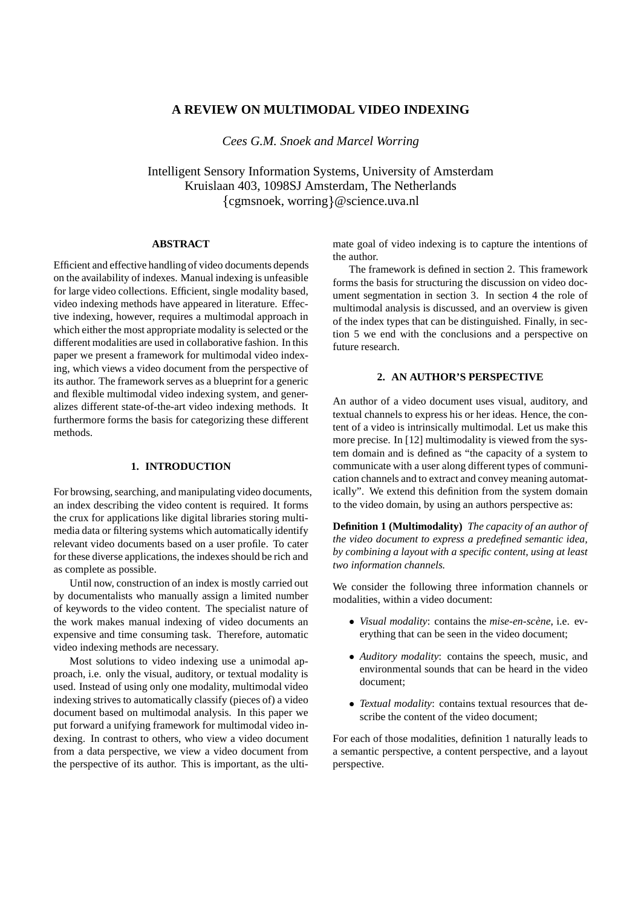# A REVIEW ON MULTIMODAL VIDEO INDEXING

*Cees G.M. Snoek and Marcel Worring*

Intelligent Sensory Information Systems, University of Amsterdam
Kruislaan 403, 1098SJ Amsterdam, The Netherlands
{cgmsnoek, worring}@science.uva.nl

## ABSTRACT

Efficient and effective handling of video documents depends on the availability of indexes. Manual indexing is unfeasible for large video collections. Efficient, single modality based, video indexing methods have appeared in literature. Effective indexing, however, requires a multimodal approach in which either the most appropriate modality is selected or the different modalities are used in collaborative fashion. In this paper we present a framework for multimodal video indexing, which views a video document from the perspective of its author. The framework serves as a blueprint for a generic and flexible multimodal video indexing system, and generalizes different state-of-the-art video indexing methods. It furthermore forms the basis for categorizing these different methods.

## 1. INTRODUCTION

For browsing, searching, and manipulating video documents, an index describing the video content is required. It forms the crux for applications like digital libraries storing multimedia data or filtering systems which automatically identify relevant video documents based on a user profile. To cater for these diverse applications, the indexes should be rich and as complete as possible.

Until now, construction of an index is mostly carried out by documentalists who manually assign a limited number of keywords to the video content. The specialist nature of the work makes manual indexing of video documents an expensive and time consuming task. Therefore, automatic video indexing methods are necessary.

Most solutions to video indexing use a unimodal approach, i.e. only the visual, auditory, or textual modality is used. Instead of using only one modality, multimodal video indexing strives to automatically classify (pieces of) a video document based on multimodal analysis. In this paper we put forward a unifying framework for multimodal video indexing. In contrast to others, who view a video document from a data perspective, we view a video document from the perspective of its author. This is important, as the ultimate goal of video indexing is to capture the intentions of the author.

The framework is defined in section 2. This framework forms the basis for structuring the discussion on video document segmentation in section 3. In section 4 the role of multimodal analysis is discussed, and an overview is given of the index types that can be distinguished. Finally, in section 5 we end with the conclusions and a perspective on future research.

## 2. AN AUTHOR'S PERSPECTIVE

An author of a video document uses visual, auditory, and textual channels to express his or her ideas. Hence, the content of a video is intrinsically multimodal. Let us make this more precise. In [12] multimodality is viewed from the system domain and is defined as "the capacity of a system to communicate with a user along different types of communication channels and to extract and convey meaning automatically". We extend this definition from the system domain to the video domain, by using an authors perspective as:

**Definition 1 (Multimodality)** *The capacity of an author of the video document to express a predefined semantic idea, by combining a layout with a specific content, using at least two information channels.*

We consider the following three information channels or modalities, within a video document:

- *Visual modality*: contains the *mise-en-scène*, i.e. everything that can be seen in the video document;
- *Auditory modality*: contains the speech, music, and environmental sounds that can be heard in the video document;
- *Textual modality*: contains textual resources that describe the content of the video document;

For each of those modalities, definition 1 naturally leads to a semantic perspective, a content perspective, and a layout perspective.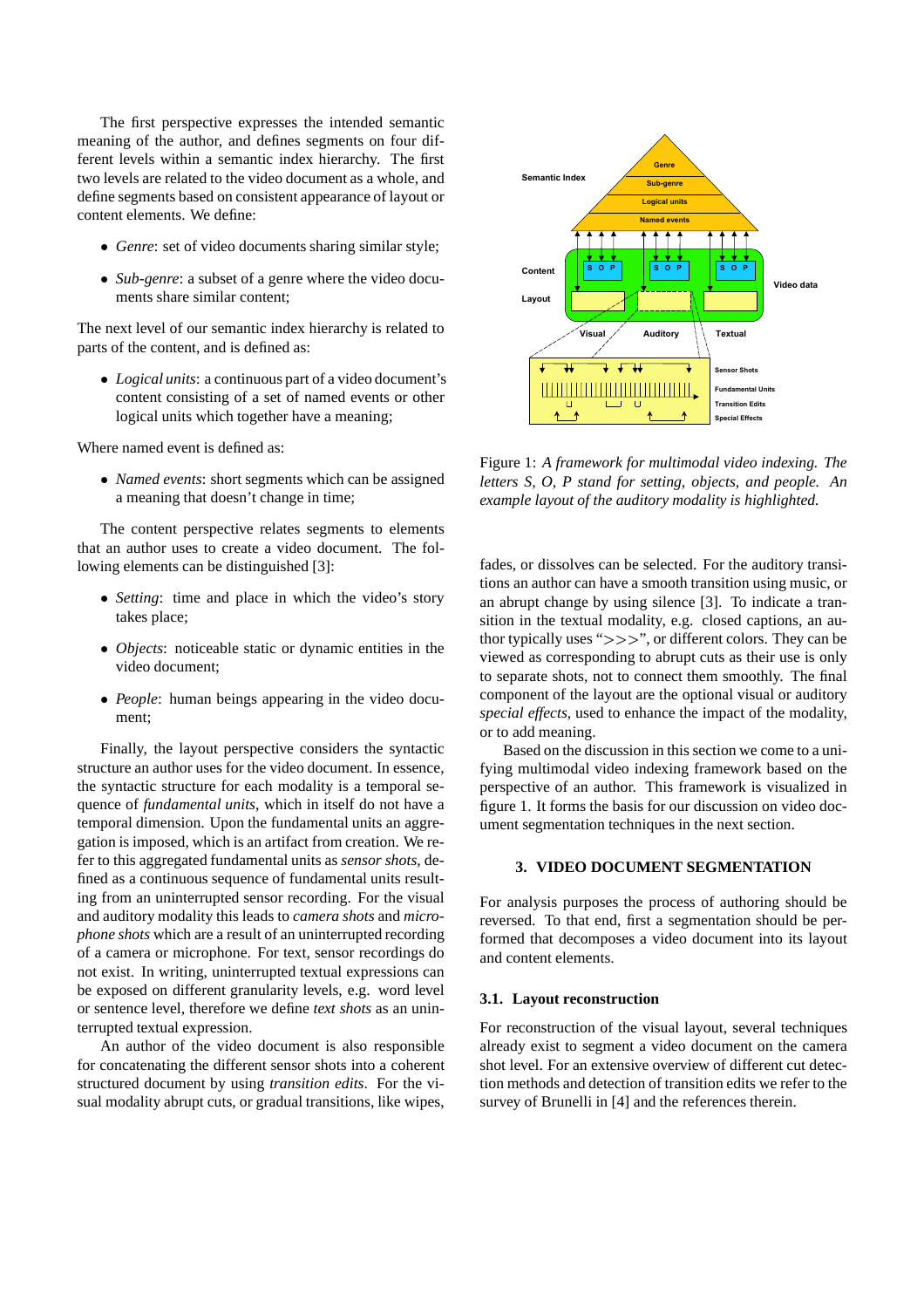The first perspective expresses the intended semantic meaning of the author, and defines segments on four different levels within a semantic index hierarchy. The first two levels are related to the video document as a whole, and define segments based on consistent appearance of layout or content elements. We define:

- *Genre*: set of video documents sharing similar style;
- *Sub-genre*: a subset of a genre where the video documents share similar content;

The next level of our semantic index hierarchy is related to parts of the content, and is defined as:

- *Logical units*: a continuous part of a video document's content consisting of a set of named events or other logical units which together have a meaning;

Where named event is defined as:

- *Named events*: short segments which can be assigned a meaning that doesn't change in time;

The content perspective relates segments to elements that an author uses to create a video document. The following elements can be distinguished [3]:

- *Setting*: time and place in which the video's story takes place;
- *Objects*: noticeable static or dynamic entities in the video document;
- *People*: human beings appearing in the video document;

Finally, the layout perspective considers the syntactic structure an author uses for the video document. In essence, the syntactic structure for each modality is a temporal sequence of *fundamental units*, which in itself do not have a temporal dimension. Upon the fundamental units an aggregation is imposed, which is an artifact from creation. We refer to this aggregated fundamental units as *sensor shots*, defined as a continuous sequence of fundamental units resulting from an uninterrupted sensor recording. For the visual and auditory modality this leads to *camera shots* and *microphone shots* which are a result of an uninterrupted recording of a camera or microphone. For text, sensor recordings do not exist. In writing, uninterrupted textual expressions can be exposed on different granularity levels, e.g. word level or sentence level, therefore we define *text shots* as an uninterrupted textual expression.

An author of the video document is also responsible for concatenating the different sensor shots into a coherent structured document by using *transition edits*. For the visual modality abrupt cuts, or gradual transitions, like wipes, fades, or dissolves can be selected. For the auditory transitions an author can have a smooth transition using music, or an abrupt change by using silence [3]. To indicate a transition in the textual modality, e.g. closed captions, an author typically uses ">>>", or different colors. They can be viewed as corresponding to abrupt cuts as their use is only to separate shots, not to connect them smoothly. The final component of the layout are the optional visual or auditory *special effects*, used to enhance the impact of the modality, or to add meaning.

Figure 1: *A framework for multimodal video indexing. The letters S, O, P stand for setting, objects, and people. An example layout of the auditory modality is highlighted.*

Based on the discussion in this section we come to a unifying multimodal video indexing framework based on the perspective of an author. This framework is visualized in figure 1. It forms the basis for our discussion on video document segmentation techniques in the next section.

## 3. VIDEO DOCUMENT SEGMENTATION

For analysis purposes the process of authoring should be reversed. To that end, first a segmentation should be performed that decomposes a video document into its layout and content elements.

### 3.1. Layout reconstruction

For reconstruction of the visual layout, several techniques already exist to segment a video document on the camera shot level. For an extensive overview of different cut detection methods and detection of transition edits we refer to the survey of Brunelli in [4] and the references therein.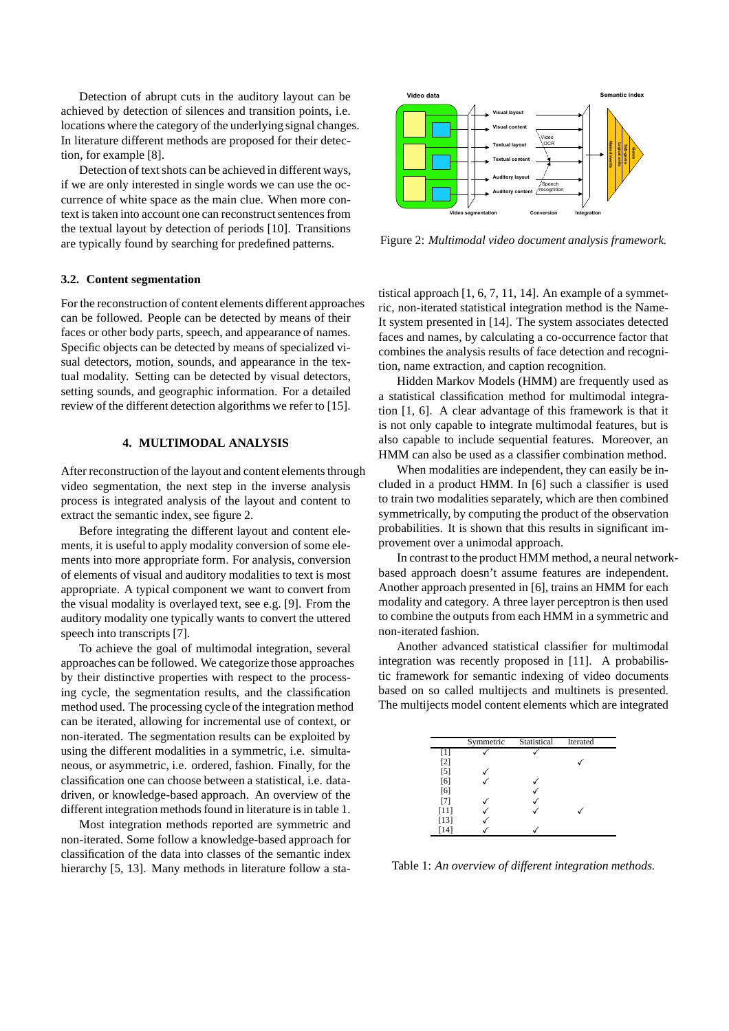Detection of abrupt cuts in the auditory layout can be achieved by detection of silences and transition points, i.e. locations where the category of the underlying signal changes. In literature different methods are proposed for their detection, for example [8].

Detection of text shots can be achieved in different ways, if we are only interested in single words we can use the occurrence of white space as the main clue. When more context is taken into account one can reconstruct sentences from the textual layout by detection of periods [10]. Transitions are typically found by searching for predefined patterns.

### 3.2. Content segmentation

For the reconstruction of content elements different approaches can be followed. People can be detected by means of their faces or other body parts, speech, and appearance of names. Specific objects can be detected by means of specialized visual detectors, motion, sounds, and appearance in the textual modality. Setting can be detected by visual detectors, setting sounds, and geographic information. For a detailed review of the different detection algorithms we refer to [15].

## 4. MULTIMODAL ANALYSIS

After reconstruction of the layout and content elements through video segmentation, the next step in the inverse analysis process is integrated analysis of the layout and content to extract the semantic index, see figure 2.

Before integrating the different layout and content elements, it is useful to apply modality conversion of some elements into more appropriate form. For analysis, conversion of elements of visual and auditory modalities to text is most appropriate. A typical component we want to convert from the visual modality is overlayed text, see e.g. [9]. From the auditory modality one typically wants to convert the uttered speech into transcripts [7].

To achieve the goal of multimodal integration, several approaches can be followed. We categorize those approaches by their distinctive properties with respect to the processing cycle, the segmentation results, and the classification method used. The processing cycle of the integration method can be iterated, allowing for incremental use of context, or non-iterated. The segmentation results can be exploited by using the different modalities in a symmetric, i.e. simultaneous, or asymmetric, i.e. ordered, fashion. Finally, for the classification one can choose between a statistical, i.e. data-driven, or knowledge-based approach. An overview of the different integration methods found in literature is in table 1.

Most integration methods reported are symmetric and non-iterated. Some follow a knowledge-based approach for classification of the data into classes of the semantic index hierarchy [5, 13]. Many methods in literature follow a statistical approach [1, 6, 7, 11, 14]. An example of a symmetric, non-iterated statistical integration method is the Name-It system presented in [14]. The system associates detected faces and names, by calculating a co-occurrence factor that combines the analysis results of face detection and recognition, name extraction, and caption recognition.

Figure 2: *Multimodal video document analysis framework.*

Hidden Markov Models (HMM) are frequently used as a statistical classification method for multimodal integration [1, 6]. A clear advantage of this framework is that it is not only capable to integrate multimodal features, but is also capable to include sequential features. Moreover, an HMM can also be used as a classifier combination method.

When modalities are independent, they can easily be included in a product HMM. In [6] such a classifier is used to train two modalities separately, which are then combined symmetrically, by computing the product of the observation probabilities. It is shown that this results in significant improvement over a unimodal approach.

In contrast to the product HMM method, a neural network-based approach doesn't assume features are independent. Another approach presented in [6], trains an HMM for each modality and category. A three layer perceptron is then used to combine the outputs from each HMM in a symmetric and non-iterated fashion.

Another advanced statistical classifier for multimodal integration was recently proposed in [11]. A probabilistic framework for semantic indexing of video documents based on so called multijects and multinets is presented. The multijects model content elements which are integrated

| | Symmetric | Statistical | Iterated |
|---|---|---|---|
| [1] | ✓ | ✓ | |
| [2] | | | ✓ |
| [5] | ✓ | | |
| [6] | ✓ | ✓ | |
| [6] | | ✓ | |
| [7] | ✓ | ✓ | |
| [11] | ✓ | ✓ | ✓ |
| [13] | ✓ | | |
| [14] | ✓ | ✓ | |

Table 1: *An overview of different integration methods.*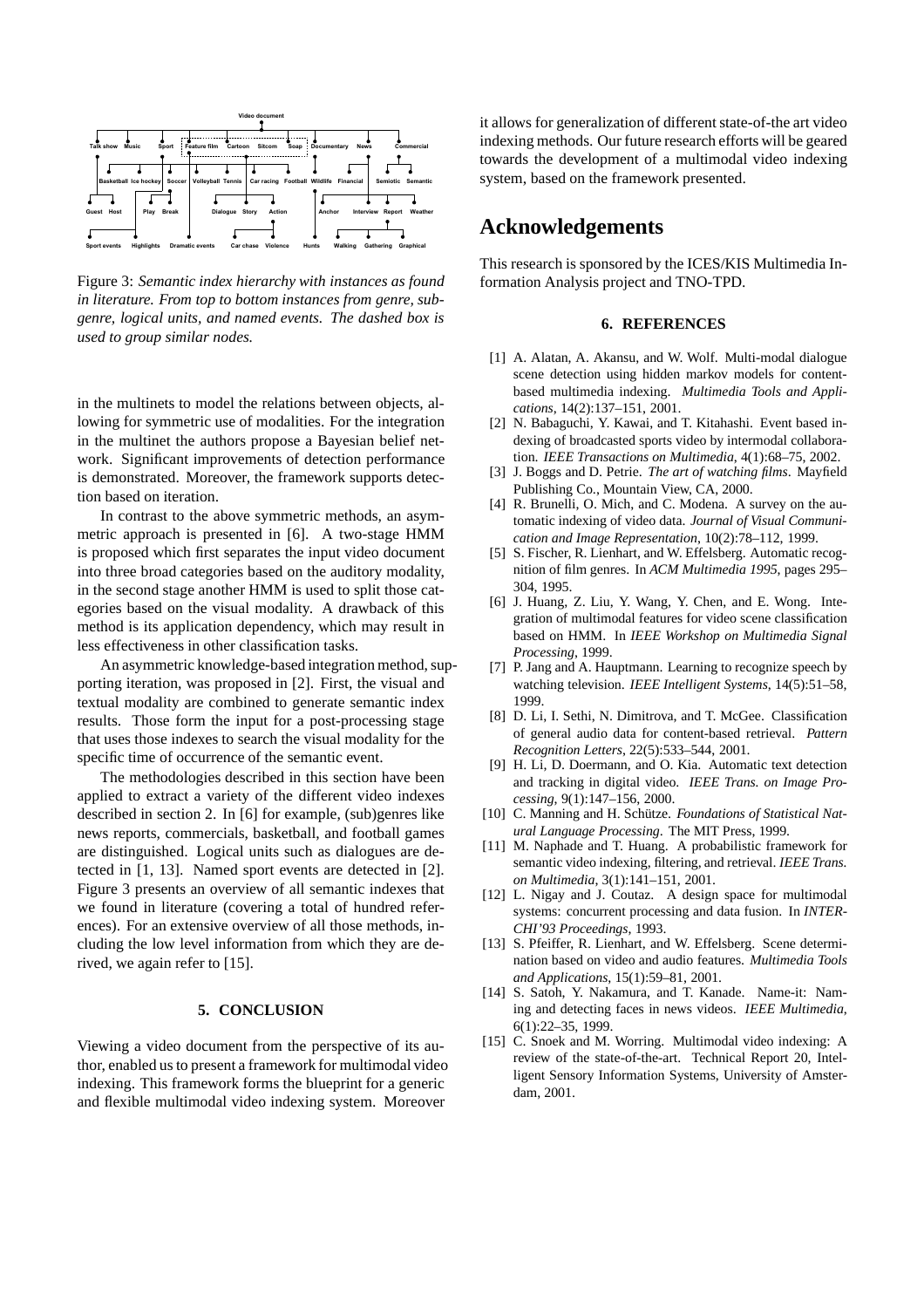Video document

Talk show Music Sport Feature film Cartoon Sitcom Soap Documentary News Commercial

Basketball Ice hockey Soccer Volleyball Tennis Car racing Football Wildlife Financial Semiotic Semantic

Guest Host Play Break Dialogue Story Action Anchor Interview Report Weather

Sport events Highlights Dramatic events Car chase Violence Hunts Walking Gathering Graphical

Figure 3: *Semantic index hierarchy with instances as found in literature. From top to bottom instances from genre, sub-genre, logical units, and named events. The dashed box is used to group similar nodes.*

in the multinets to model the relations between objects, allowing for symmetric use of modalities. For the integration in the multinet the authors propose a Bayesian belief network. Significant improvements of detection performance is demonstrated. Moreover, the framework supports detection based on iteration.

In contrast to the above symmetric methods, an asymmetric approach is presented in [6]. A two-stage HMM is proposed which first separates the input video document into three broad categories based on the auditory modality, in the second stage another HMM is used to split those categories based on the visual modality. A drawback of this method is its application dependency, which may result in less effectiveness in other classification tasks.

An asymmetric knowledge-based integration method, supporting iteration, was proposed in [2]. First, the visual and textual modality are combined to generate semantic index results. Those form the input for a post-processing stage that uses those indexes to search the visual modality for the specific time of occurrence of the semantic event.

The methodologies described in this section have been applied to extract a variety of the different video indexes described in section 2. In [6] for example, (sub)genres like news reports, commercials, basketball, and football games are distinguished. Logical units such as dialogues are detected in [1, 13]. Named sport events are detected in [2]. Figure 3 presents an overview of all semantic indexes that we found in literature (covering a total of hundred references). For an extensive overview of all those methods, including the low level information from which they are derived, we again refer to [15].

### 5. CONCLUSION

Viewing a video document from the perspective of its author, enabled us to present a framework for multimodal video indexing. This framework forms the blueprint for a generic and flexible multimodal video indexing system. Moreover it allows for generalization of different state-of-the art video indexing methods. Our future research efforts will be geared towards the development of a multimodal video indexing system, based on the framework presented.

## Acknowledgements

This research is sponsored by the ICES/KIS Multimedia Information Analysis project and TNO-TPD.

### 6. REFERENCES

[1] A. Alatan, A. Akansu, and W. Wolf. Multi-modal dialogue scene detection using hidden markov models for content-based multimedia indexing. *Multimedia Tools and Applications*, 14(2):137–151, 2001.

[2] N. Babaguchi, Y. Kawai, and T. Kitahashi. Event based indexing of broadcasted sports video by intermodal collaboration. *IEEE Transactions on Multimedia*, 4(1):68–75, 2002.

[3] J. Boggs and D. Petrie. *The art of watching films*. Mayfield Publishing Co., Mountain View, CA, 2000.

[4] R. Brunelli, O. Mich, and C. Modena. A survey on the automatic indexing of video data. *Journal of Visual Communication and Image Representation*, 10(2):78–112, 1999.

[5] S. Fischer, R. Lienhart, and W. Effelsberg. Automatic recognition of film genres. In *ACM Multimedia 1995*, pages 295–304, 1995.

[6] J. Huang, Z. Liu, Y. Wang, Y. Chen, and E. Wong. Integration of multimodal features for video scene classification based on HMM. In *IEEE Workshop on Multimedia Signal Processing*, 1999.

[7] P. Jang and A. Hauptmann. Learning to recognize speech by watching television. *IEEE Intelligent Systems*, 14(5):51–58, 1999.

[8] D. Li, I. Sethi, N. Dimitrova, and T. McGee. Classification of general audio data for content-based retrieval. *Pattern Recognition Letters*, 22(5):533–544, 2001.

[9] H. Li, D. Doermann, and O. Kia. Automatic text detection and tracking in digital video. *IEEE Trans. on Image Processing*, 9(1):147–156, 2000.

[10] C. Manning and H. Schütze. *Foundations of Statistical Natural Language Processing*. The MIT Press, 1999.

[11] M. Naphade and T. Huang. A probabilistic framework for semantic video indexing, filtering, and retrieval. *IEEE Trans. on Multimedia*, 3(1):141–151, 2001.

[12] L. Nigay and J. Coutaz. A design space for multimodal systems: concurrent processing and data fusion. In *INTER-CHI'93 Proceedings*, 1993.

[13] S. Pfeiffer, R. Lienhart, and W. Effelsberg. Scene determination based on video and audio features. *Multimedia Tools and Applications*, 15(1):59–81, 2001.

[14] S. Satoh, Y. Nakamura, and T. Kanade. Name-it: Naming and detecting faces in news videos. *IEEE Multimedia*, 6(1):22–35, 1999.

[15] C. Snoek and M. Worring. Multimodal video indexing: A review of the state-of-the-art. Technical Report 20, Intelligent Sensory Information Systems, University of Amsterdam, 2001.